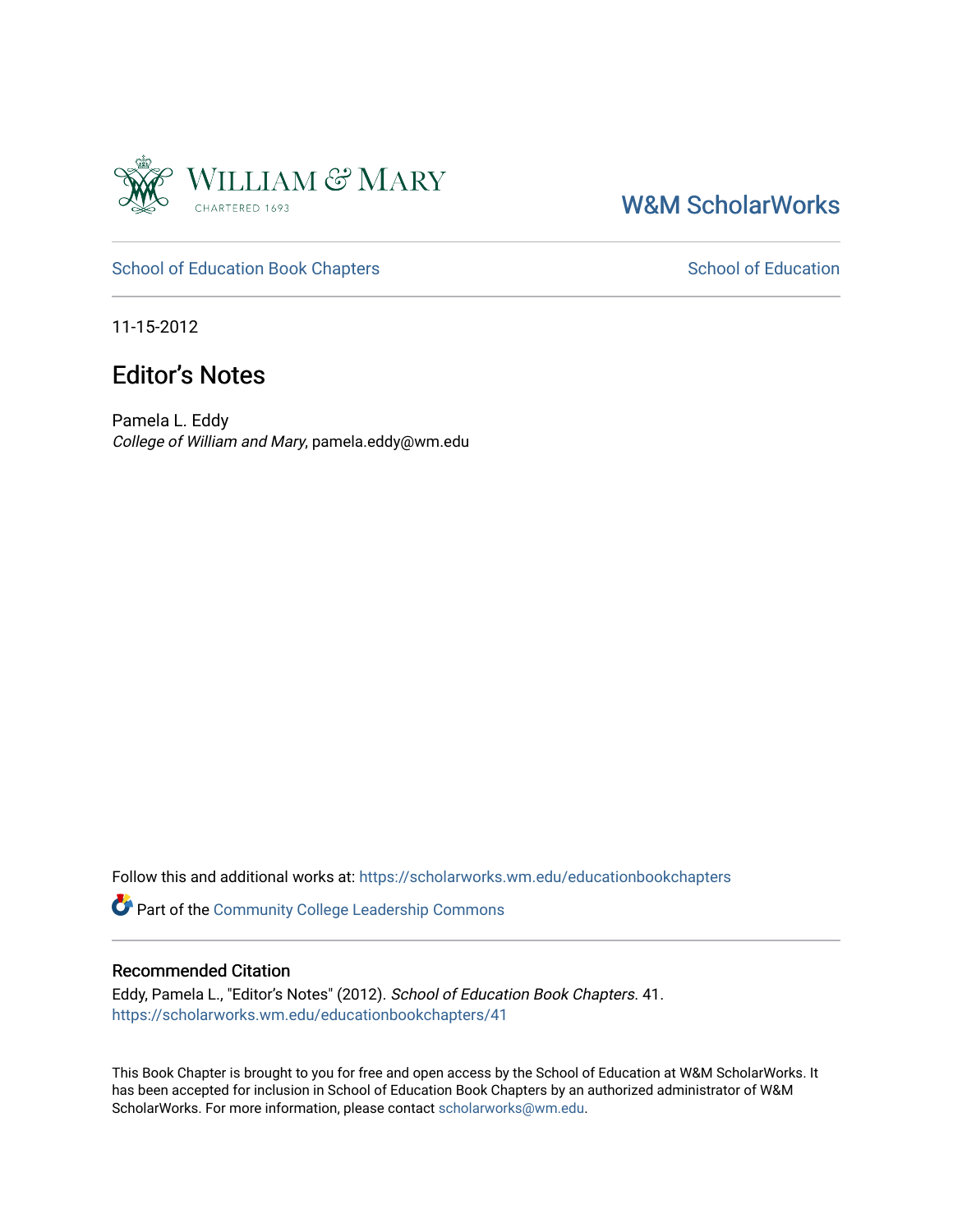William & Mary
CHARTERED 1693

W&M ScholarWorks

School of Education Book Chapters

School of Education

11-15-2012

# Editor's Notes

Pamela L. Eddy
*College of William and Mary*, pamela.eddy@wm.edu

Follow this and additional works at: https://scholarworks.wm.edu/educationbookchapters

Part of the Community College Leadership Commons

## Recommended Citation

Eddy, Pamela L., "Editor's Notes" (2012). *School of Education Book Chapters*. 41.
https://scholarworks.wm.edu/educationbookchapters/41

This Book Chapter is brought to you for free and open access by the School of Education at W&M ScholarWorks. It has been accepted for inclusion in School of Education Book Chapters by an authorized administrator of W&M ScholarWorks. For more information, please contact scholarworks@wm.edu.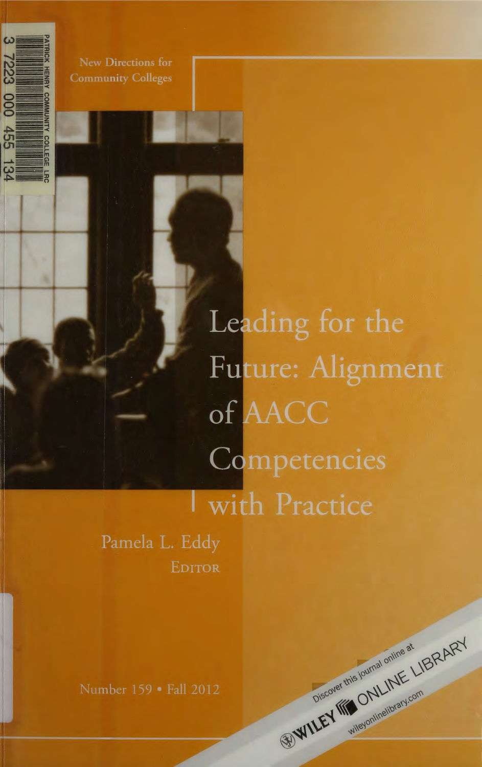New Directions for Community Colleges

# Leading for the Future: Alignment of AACC Competencies with Practice

Pamela L. Eddy
EDITOR

Number 159 • Fall 2012

Discover this journal online at WILEY ONLINE LIBRARY wileyonlinelibrary.com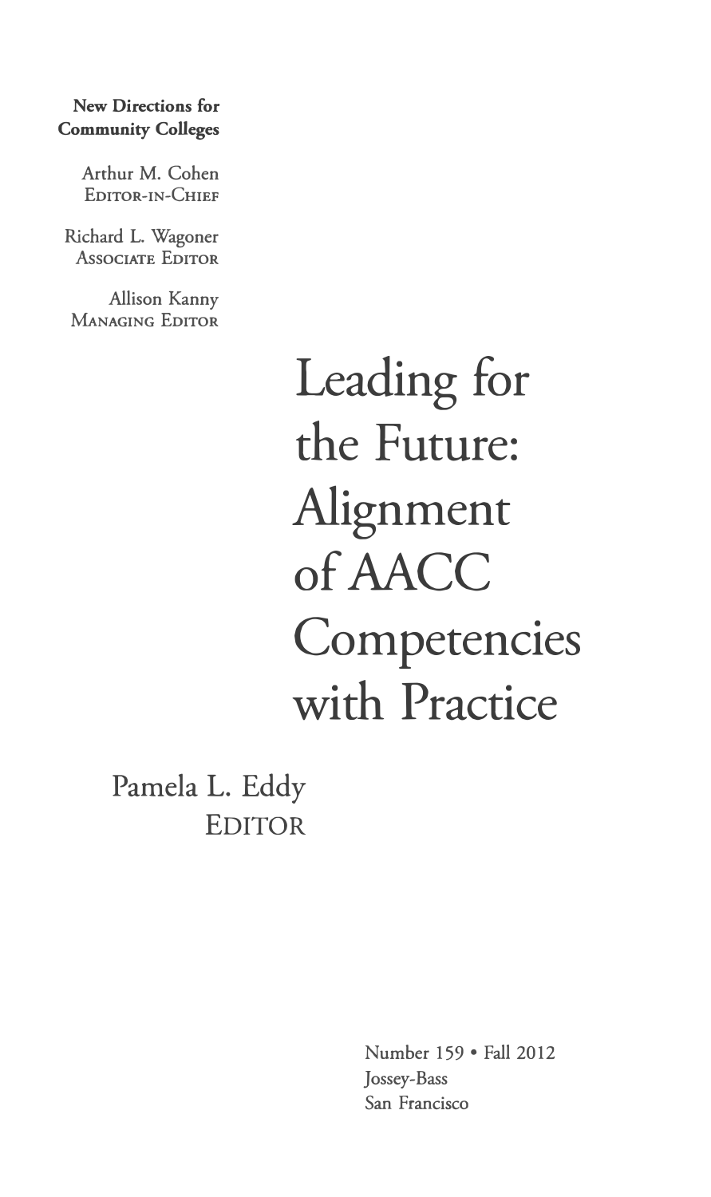**New Directions for Community Colleges**

Arthur M. Cohen
EDITOR-IN-CHIEF

Richard L. Wagoner
ASSOCIATE EDITOR

Allison Kanny
MANAGING EDITOR

# Leading for the Future: Alignment of AACC Competencies with Practice

Pamela L. Eddy
EDITOR

Number 159 • Fall 2012
Jossey-Bass
San Francisco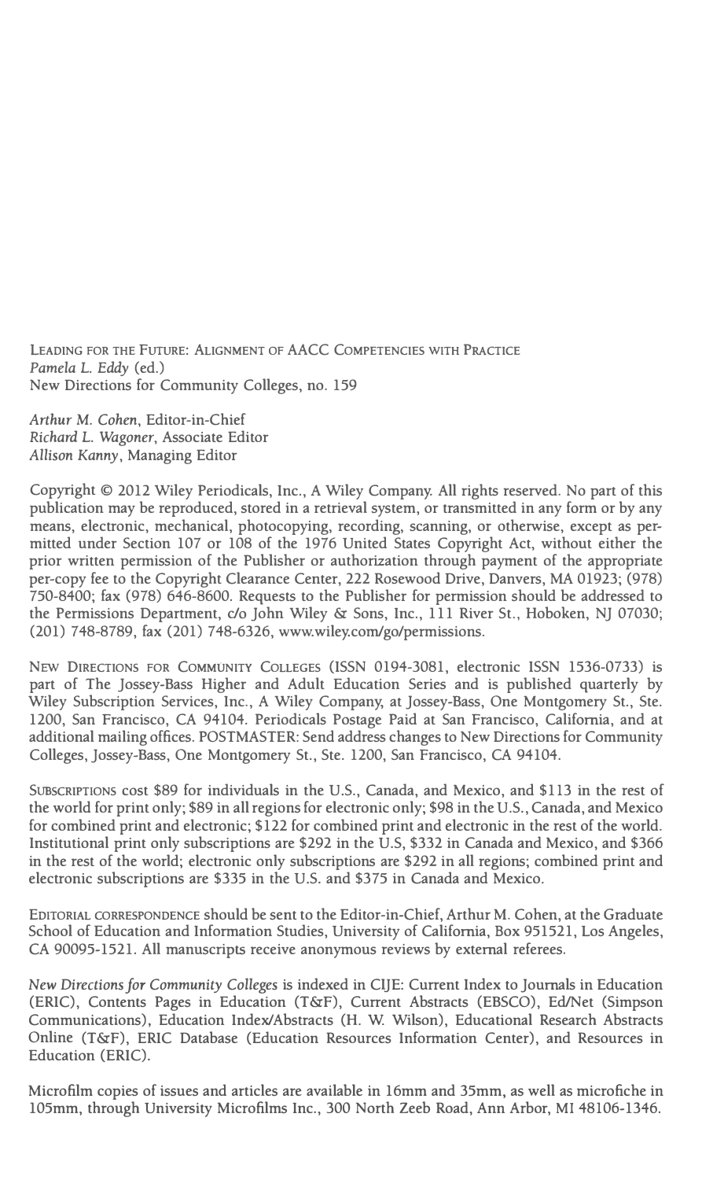LEADING FOR THE FUTURE: ALIGNMENT OF AACC COMPETENCIES WITH PRACTICE
*Pamela L. Eddy* (ed.)
New Directions for Community Colleges, no. 159

*Arthur M. Cohen*, Editor-in-Chief
*Richard L. Wagoner*, Associate Editor
*Allison Kanny*, Managing Editor

Copyright © 2012 Wiley Periodicals, Inc., A Wiley Company. All rights reserved. No part of this publication may be reproduced, stored in a retrieval system, or transmitted in any form or by any means, electronic, mechanical, photocopying, recording, scanning, or otherwise, except as permitted under Section 107 or 108 of the 1976 United States Copyright Act, without either the prior written permission of the Publisher or authorization through payment of the appropriate per-copy fee to the Copyright Clearance Center, 222 Rosewood Drive, Danvers, MA 01923; (978) 750-8400; fax (978) 646-8600. Requests to the Publisher for permission should be addressed to the Permissions Department, c/o John Wiley & Sons, Inc., 111 River St., Hoboken, NJ 07030; (201) 748-8789, fax (201) 748-6326, www.wiley.com/go/permissions.

NEW DIRECTIONS FOR COMMUNITY COLLEGES (ISSN 0194-3081, electronic ISSN 1536-0733) is part of The Jossey-Bass Higher and Adult Education Series and is published quarterly by Wiley Subscription Services, Inc., A Wiley Company, at Jossey-Bass, One Montgomery St., Ste. 1200, San Francisco, CA 94104. Periodicals Postage Paid at San Francisco, California, and at additional mailing offices. POSTMASTER: Send address changes to New Directions for Community Colleges, Jossey-Bass, One Montgomery St., Ste. 1200, San Francisco, CA 94104.

SUBSCRIPTIONS cost $89 for individuals in the U.S., Canada, and Mexico, and $113 in the rest of the world for print only; $89 in all regions for electronic only; $98 in the U.S., Canada, and Mexico for combined print and electronic; $122 for combined print and electronic in the rest of the world. Institutional print only subscriptions are $292 in the U.S, $332 in Canada and Mexico, and $366 in the rest of the world; electronic only subscriptions are $292 in all regions; combined print and electronic subscriptions are $335 in the U.S. and $375 in Canada and Mexico.

EDITORIAL CORRESPONDENCE should be sent to the Editor-in-Chief, Arthur M. Cohen, at the Graduate School of Education and Information Studies, University of California, Box 951521, Los Angeles, CA 90095-1521. All manuscripts receive anonymous reviews by external referees.

*New Directions for Community Colleges* is indexed in CIJE: Current Index to Journals in Education (ERIC), Contents Pages in Education (T&F), Current Abstracts (EBSCO), Ed/Net (Simpson Communications), Education Index/Abstracts (H. W. Wilson), Educational Research Abstracts Online (T&F), ERIC Database (Education Resources Information Center), and Resources in Education (ERIC).

Microfilm copies of issues and articles are available in 16mm and 35mm, as well as microfiche in 105mm, through University Microfilms Inc., 300 North Zeeb Road, Ann Arbor, MI 48106-1346.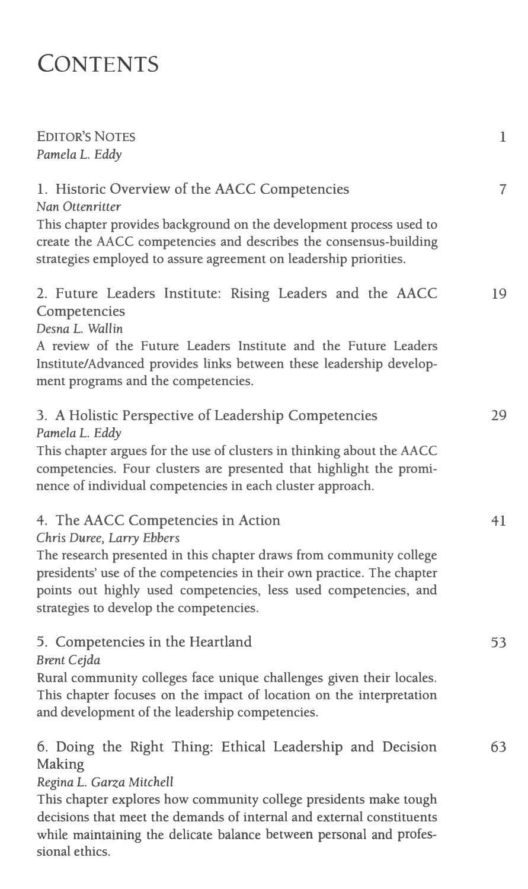# Contents

**Editor's Notes** 1
*Pamela L. Eddy*

**1. Historic Overview of the AACC Competencies** 7
*Nan Ottenritter*
This chapter provides background on the development process used to create the AACC competencies and describes the consensus-building strategies employed to assure agreement on leadership priorities.

**2. Future Leaders Institute: Rising Leaders and the AACC Competencies** 19
*Desna L. Wallin*
A review of the Future Leaders Institute and the Future Leaders Institute/Advanced provides links between these leadership development programs and the competencies.

**3. A Holistic Perspective of Leadership Competencies** 29
*Pamela L. Eddy*
This chapter argues for the use of clusters in thinking about the AACC competencies. Four clusters are presented that highlight the prominence of individual competencies in each cluster approach.

**4. The AACC Competencies in Action** 41
*Chris Duree, Larry Ebbers*
The research presented in this chapter draws from community college presidents' use of the competencies in their own practice. The chapter points out highly used competencies, less used competencies, and strategies to develop the competencies.

**5. Competencies in the Heartland** 53
*Brent Cejda*
Rural community colleges face unique challenges given their locales. This chapter focuses on the impact of location on the interpretation and development of the leadership competencies.

**6. Doing the Right Thing: Ethical Leadership and Decision Making** 63
*Regina L. Garza Mitchell*
This chapter explores how community college presidents make tough decisions that meet the demands of internal and external constituents while maintaining the delicate balance between personal and professional ethics.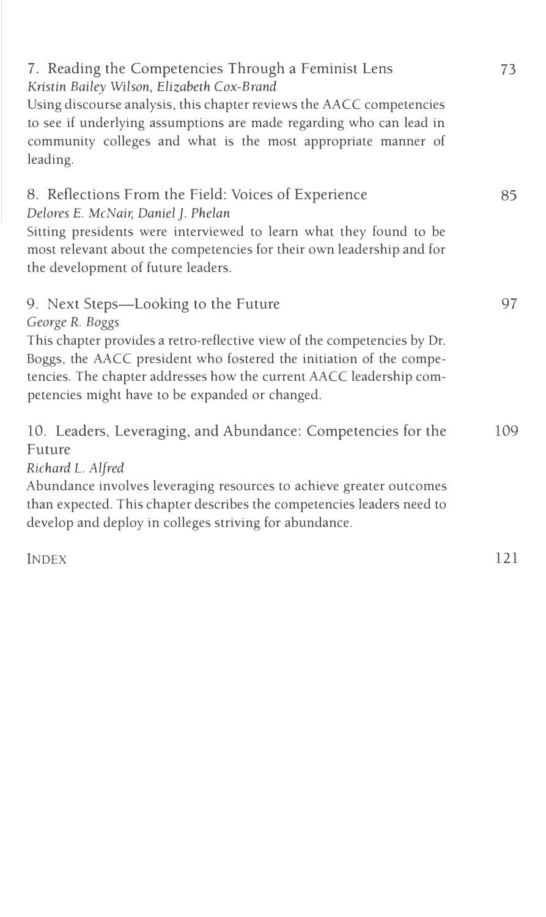7. Reading the Competencies Through a Feminist Lens — 73

*Kristin Bailey Wilson, Elizabeth Cox-Brand*

Using discourse analysis, this chapter reviews the AACC competencies to see if underlying assumptions are made regarding who can lead in community colleges and what is the most appropriate manner of leading.

8. Reflections From the Field: Voices of Experience — 85

*Delores E. McNair, Daniel J. Phelan*

Sitting presidents were interviewed to learn what they found to be most relevant about the competencies for their own leadership and for the development of future leaders.

9. Next Steps—Looking to the Future — 97

*George R. Boggs*

This chapter provides a retro-reflective view of the competencies by Dr. Boggs, the AACC president who fostered the initiation of the competencies. The chapter addresses how the current AACC leadership competencies might have to be expanded or changed.

10. Leaders, Leveraging, and Abundance: Competencies for the Future — 109

*Richard L. Alfred*

Abundance involves leveraging resources to achieve greater outcomes than expected. This chapter describes the competencies leaders need to develop and deploy in colleges striving for abundance.

INDEX — 121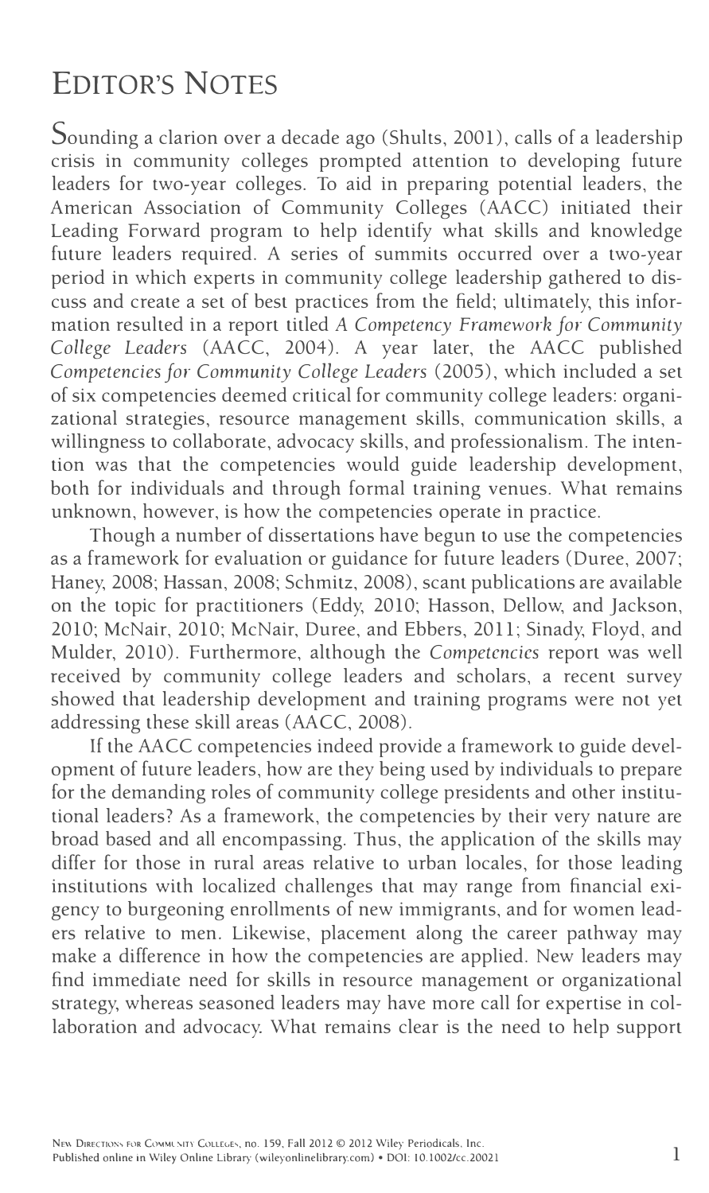# Editor's Notes

Sounding a clarion over a decade ago (Shults, 2001), calls of a leadership crisis in community colleges prompted attention to developing future leaders for two-year colleges. To aid in preparing potential leaders, the American Association of Community Colleges (AACC) initiated their Leading Forward program to help identify what skills and knowledge future leaders required. A series of summits occurred over a two-year period in which experts in community college leadership gathered to discuss and create a set of best practices from the field; ultimately, this information resulted in a report titled *A Competency Framework for Community College Leaders* (AACC, 2004). A year later, the AACC published *Competencies for Community College Leaders* (2005), which included a set of six competencies deemed critical for community college leaders: organizational strategies, resource management skills, communication skills, a willingness to collaborate, advocacy skills, and professionalism. The intention was that the competencies would guide leadership development, both for individuals and through formal training venues. What remains unknown, however, is how the competencies operate in practice.

Though a number of dissertations have begun to use the competencies as a framework for evaluation or guidance for future leaders (Duree, 2007; Haney, 2008; Hassan, 2008; Schmitz, 2008), scant publications are available on the topic for practitioners (Eddy, 2010; Hasson, Dellow, and Jackson, 2010; McNair, 2010; McNair, Duree, and Ebbers, 2011; Sinady, Floyd, and Mulder, 2010). Furthermore, although the *Competencies* report was well received by community college leaders and scholars, a recent survey showed that leadership development and training programs were not yet addressing these skill areas (AACC, 2008).

If the AACC competencies indeed provide a framework to guide development of future leaders, how are they being used by individuals to prepare for the demanding roles of community college presidents and other institutional leaders? As a framework, the competencies by their very nature are broad based and all encompassing. Thus, the application of the skills may differ for those in rural areas relative to urban locales, for those leading institutions with localized challenges that may range from financial exigency to burgeoning enrollments of new immigrants, and for women leaders relative to men. Likewise, placement along the career pathway may make a difference in how the competencies are applied. New leaders may find immediate need for skills in resource management or organizational strategy, whereas seasoned leaders may have more call for expertise in collaboration and advocacy. What remains clear is the need to help support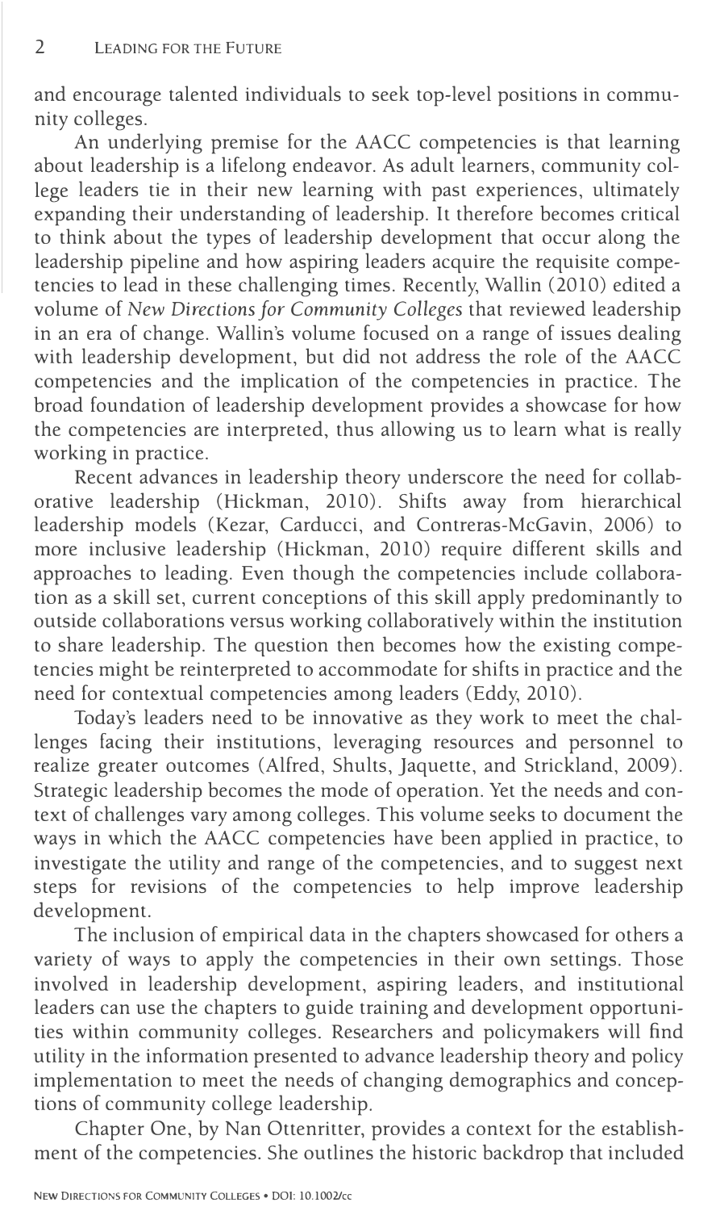and encourage talented individuals to seek top-level positions in community colleges.

An underlying premise for the AACC competencies is that learning about leadership is a lifelong endeavor. As adult learners, community college leaders tie in their new learning with past experiences, ultimately expanding their understanding of leadership. It therefore becomes critical to think about the types of leadership development that occur along the leadership pipeline and how aspiring leaders acquire the requisite competencies to lead in these challenging times. Recently, Wallin (2010) edited a volume of *New Directions for Community Colleges* that reviewed leadership in an era of change. Wallin's volume focused on a range of issues dealing with leadership development, but did not address the role of the AACC competencies and the implication of the competencies in practice. The broad foundation of leadership development provides a showcase for how the competencies are interpreted, thus allowing us to learn what is really working in practice.

Recent advances in leadership theory underscore the need for collaborative leadership (Hickman, 2010). Shifts away from hierarchical leadership models (Kezar, Carducci, and Contreras-McGavin, 2006) to more inclusive leadership (Hickman, 2010) require different skills and approaches to leading. Even though the competencies include collaboration as a skill set, current conceptions of this skill apply predominantly to outside collaborations versus working collaboratively within the institution to share leadership. The question then becomes how the existing competencies might be reinterpreted to accommodate for shifts in practice and the need for contextual competencies among leaders (Eddy, 2010).

Today's leaders need to be innovative as they work to meet the challenges facing their institutions, leveraging resources and personnel to realize greater outcomes (Alfred, Shults, Jaquette, and Strickland, 2009). Strategic leadership becomes the mode of operation. Yet the needs and context of challenges vary among colleges. This volume seeks to document the ways in which the AACC competencies have been applied in practice, to investigate the utility and range of the competencies, and to suggest next steps for revisions of the competencies to help improve leadership development.

The inclusion of empirical data in the chapters showcased for others a variety of ways to apply the competencies in their own settings. Those involved in leadership development, aspiring leaders, and institutional leaders can use the chapters to guide training and development opportunities within community colleges. Researchers and policymakers will find utility in the information presented to advance leadership theory and policy implementation to meet the needs of changing demographics and conceptions of community college leadership.

Chapter One, by Nan Ottenritter, provides a context for the establishment of the competencies. She outlines the historic backdrop that included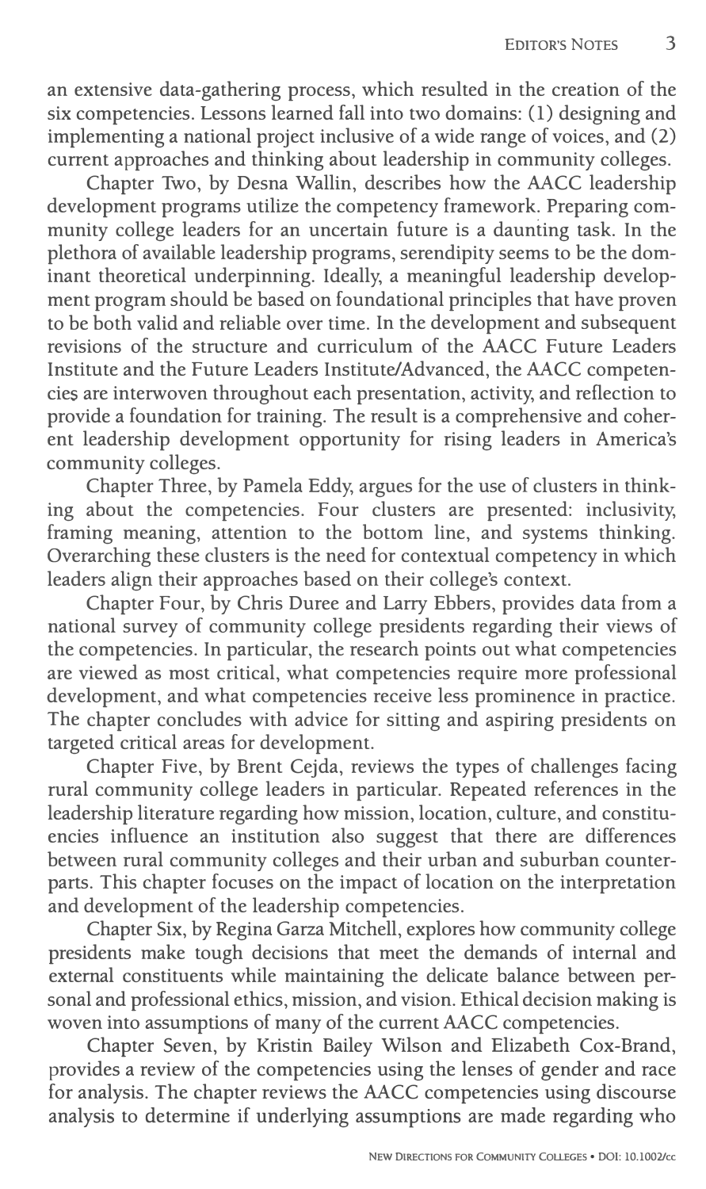an extensive data-gathering process, which resulted in the creation of the six competencies. Lessons learned fall into two domains: (1) designing and implementing a national project inclusive of a wide range of voices, and (2) current approaches and thinking about leadership in community colleges.

Chapter Two, by Desna Wallin, describes how the AACC leadership development programs utilize the competency framework. Preparing community college leaders for an uncertain future is a daunting task. In the plethora of available leadership programs, serendipity seems to be the dominant theoretical underpinning. Ideally, a meaningful leadership development program should be based on foundational principles that have proven to be both valid and reliable over time. In the development and subsequent revisions of the structure and curriculum of the AACC Future Leaders Institute and the Future Leaders Institute/Advanced, the AACC competencies are interwoven throughout each presentation, activity, and reflection to provide a foundation for training. The result is a comprehensive and coherent leadership development opportunity for rising leaders in America's community colleges.

Chapter Three, by Pamela Eddy, argues for the use of clusters in thinking about the competencies. Four clusters are presented: inclusivity, framing meaning, attention to the bottom line, and systems thinking. Overarching these clusters is the need for contextual competency in which leaders align their approaches based on their college's context.

Chapter Four, by Chris Duree and Larry Ebbers, provides data from a national survey of community college presidents regarding their views of the competencies. In particular, the research points out what competencies are viewed as most critical, what competencies require more professional development, and what competencies receive less prominence in practice. The chapter concludes with advice for sitting and aspiring presidents on targeted critical areas for development.

Chapter Five, by Brent Cejda, reviews the types of challenges facing rural community college leaders in particular. Repeated references in the leadership literature regarding how mission, location, culture, and constituencies influence an institution also suggest that there are differences between rural community colleges and their urban and suburban counterparts. This chapter focuses on the impact of location on the interpretation and development of the leadership competencies.

Chapter Six, by Regina Garza Mitchell, explores how community college presidents make tough decisions that meet the demands of internal and external constituents while maintaining the delicate balance between personal and professional ethics, mission, and vision. Ethical decision making is woven into assumptions of many of the current AACC competencies.

Chapter Seven, by Kristin Bailey Wilson and Elizabeth Cox-Brand, provides a review of the competencies using the lenses of gender and race for analysis. The chapter reviews the AACC competencies using discourse analysis to determine if underlying assumptions are made regarding who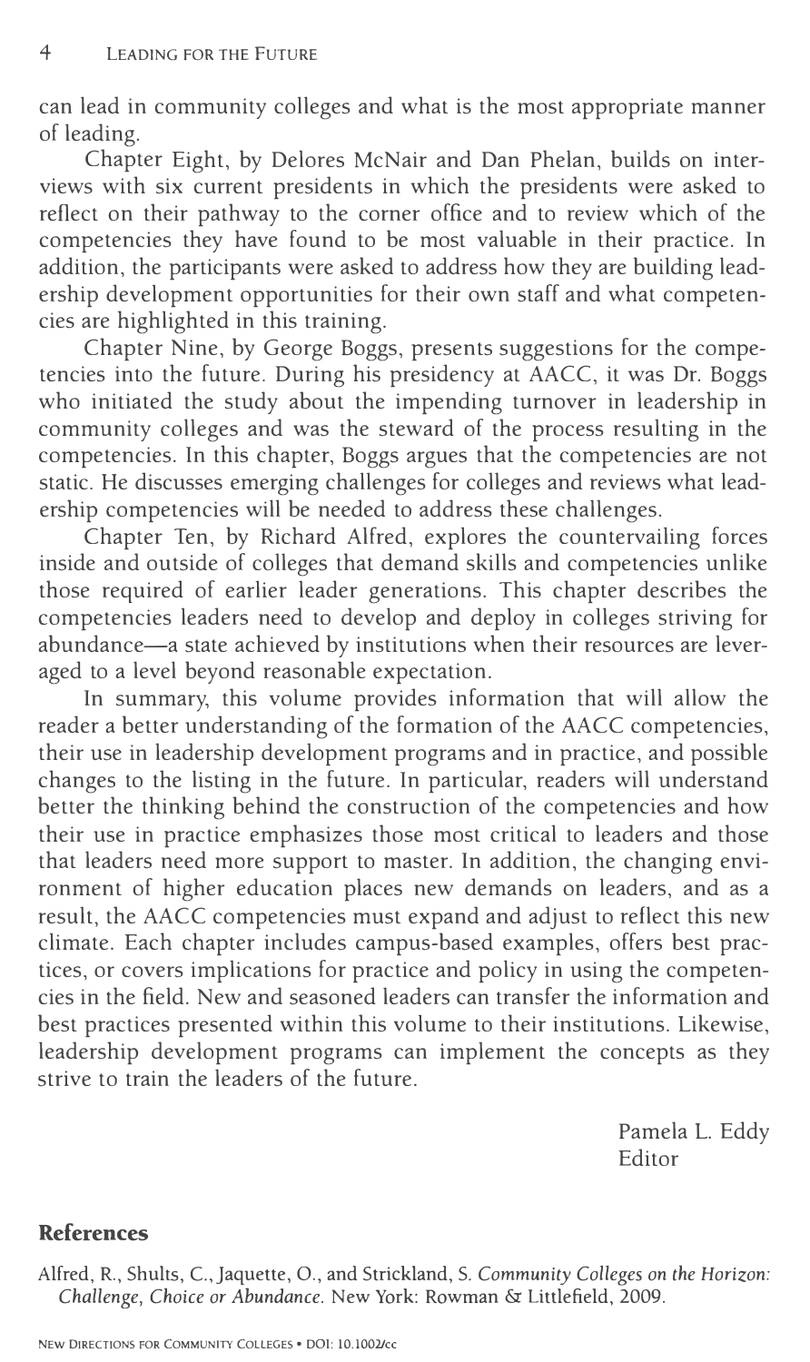can lead in community colleges and what is the most appropriate manner of leading.

Chapter Eight, by Delores McNair and Dan Phelan, builds on interviews with six current presidents in which the presidents were asked to reflect on their pathway to the corner office and to review which of the competencies they have found to be most valuable in their practice. In addition, the participants were asked to address how they are building leadership development opportunities for their own staff and what competencies are highlighted in this training.

Chapter Nine, by George Boggs, presents suggestions for the competencies into the future. During his presidency at AACC, it was Dr. Boggs who initiated the study about the impending turnover in leadership in community colleges and was the steward of the process resulting in the competencies. In this chapter, Boggs argues that the competencies are not static. He discusses emerging challenges for colleges and reviews what leadership competencies will be needed to address these challenges.

Chapter Ten, by Richard Alfred, explores the countervailing forces inside and outside of colleges that demand skills and competencies unlike those required of earlier leader generations. This chapter describes the competencies leaders need to develop and deploy in colleges striving for abundance—a state achieved by institutions when their resources are leveraged to a level beyond reasonable expectation.

In summary, this volume provides information that will allow the reader a better understanding of the formation of the AACC competencies, their use in leadership development programs and in practice, and possible changes to the listing in the future. In particular, readers will understand better the thinking behind the construction of the competencies and how their use in practice emphasizes those most critical to leaders and those that leaders need more support to master. In addition, the changing environment of higher education places new demands on leaders, and as a result, the AACC competencies must expand and adjust to reflect this new climate. Each chapter includes campus-based examples, offers best practices, or covers implications for practice and policy in using the competencies in the field. New and seasoned leaders can transfer the information and best practices presented within this volume to their institutions. Likewise, leadership development programs can implement the concepts as they strive to train the leaders of the future.

Pamela L. Eddy
Editor

## References

Alfred, R., Shults, C., Jaquette, O., and Strickland, S. *Community Colleges on the Horizon: Challenge, Choice or Abundance.* New York: Rowman & Littlefield, 2009.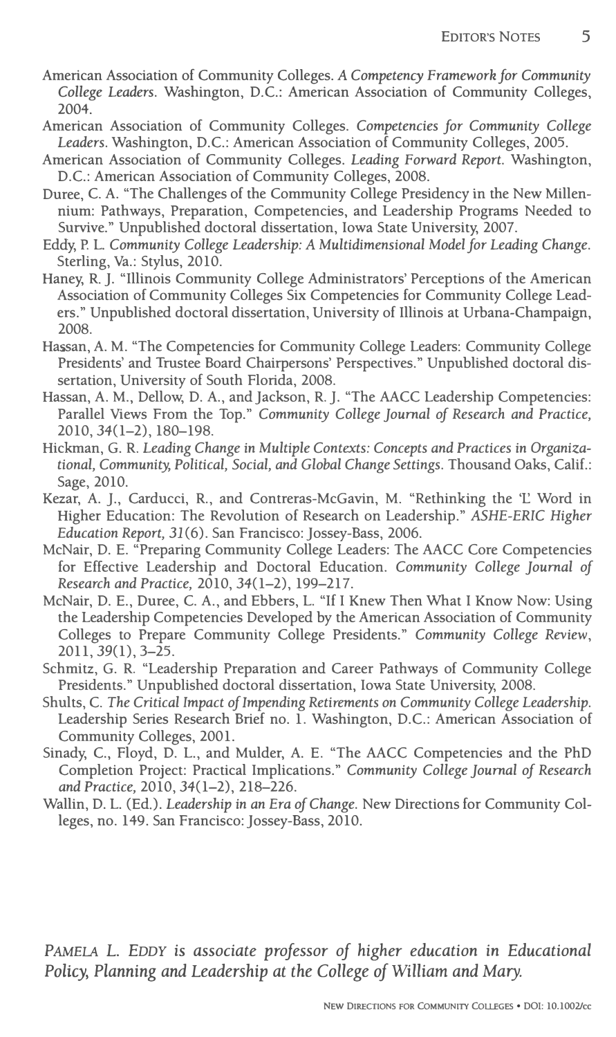American Association of Community Colleges. *A Competency Framework for Community College Leaders*. Washington, D.C.: American Association of Community Colleges, 2004.

American Association of Community Colleges. *Competencies for Community College Leaders*. Washington, D.C.: American Association of Community Colleges, 2005.

American Association of Community Colleges. *Leading Forward Report*. Washington, D.C.: American Association of Community Colleges, 2008.

Duree, C. A. "The Challenges of the Community College Presidency in the New Millennium: Pathways, Preparation, Competencies, and Leadership Programs Needed to Survive." Unpublished doctoral dissertation, Iowa State University, 2007.

Eddy, P. L. *Community College Leadership: A Multidimensional Model for Leading Change*. Sterling, Va.: Stylus, 2010.

Haney, R. J. "Illinois Community College Administrators' Perceptions of the American Association of Community Colleges Six Competencies for Community College Leaders." Unpublished doctoral dissertation, University of Illinois at Urbana-Champaign, 2008.

Hassan, A. M. "The Competencies for Community College Leaders: Community College Presidents' and Trustee Board Chairpersons' Perspectives." Unpublished doctoral dissertation, University of South Florida, 2008.

Hassan, A. M., Dellow, D. A., and Jackson, R. J. "The AACC Leadership Competencies: Parallel Views From the Top." *Community College Journal of Research and Practice*, 2010, *34*(1–2), 180–198.

Hickman, G. R. *Leading Change in Multiple Contexts: Concepts and Practices in Organizational, Community, Political, Social, and Global Change Settings*. Thousand Oaks, Calif.: Sage, 2010.

Kezar, A. J., Carducci, R., and Contreras-McGavin, M. "Rethinking the 'L' Word in Higher Education: The Revolution of Research on Leadership." *ASHE-ERIC Higher Education Report, 31*(6). San Francisco: Jossey-Bass, 2006.

McNair, D. E. "Preparing Community College Leaders: The AACC Core Competencies for Effective Leadership and Doctoral Education. *Community College Journal of Research and Practice*, 2010, *34*(1–2), 199–217.

McNair, D. E., Duree, C. A., and Ebbers, L. "If I Knew Then What I Know Now: Using the Leadership Competencies Developed by the American Association of Community Colleges to Prepare Community College Presidents." *Community College Review*, 2011, *39*(1), 3–25.

Schmitz, G. R. "Leadership Preparation and Career Pathways of Community College Presidents." Unpublished doctoral dissertation, Iowa State University, 2008.

Shults, C. *The Critical Impact of Impending Retirements on Community College Leadership*. Leadership Series Research Brief no. 1. Washington, D.C.: American Association of Community Colleges, 2001.

Sinady, C., Floyd, D. L., and Mulder, A. E. "The AACC Competencies and the PhD Completion Project: Practical Implications." *Community College Journal of Research and Practice*, 2010, *34*(1–2), 218–226.

Wallin, D. L. (Ed.). *Leadership in an Era of Change*. New Directions for Community Colleges, no. 149. San Francisco: Jossey-Bass, 2010.

*PAMELA L. EDDY is associate professor of higher education in Educational Policy, Planning and Leadership at the College of William and Mary.*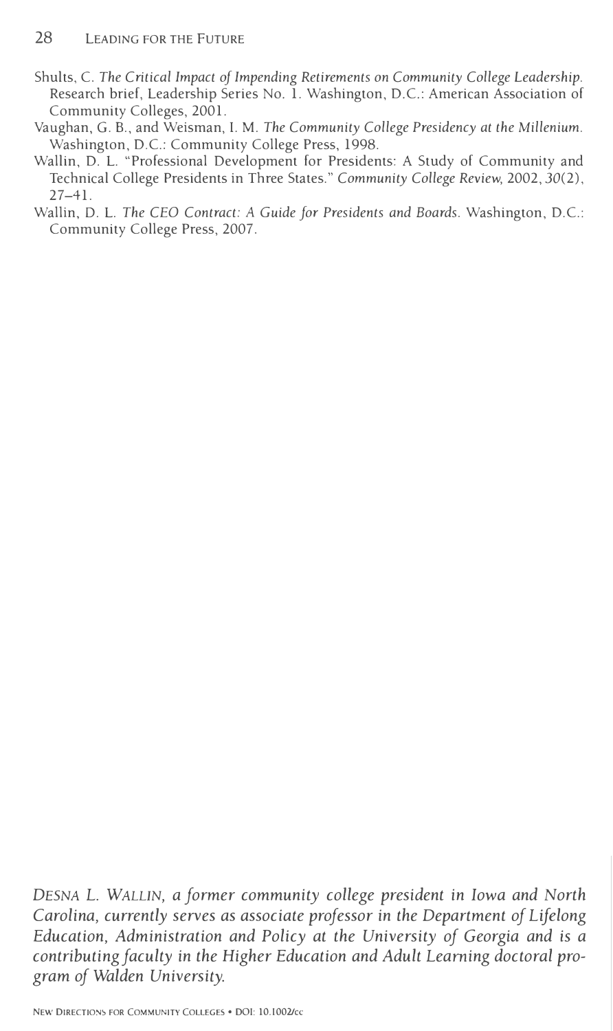Shults, C. *The Critical Impact of Impending Retirements on Community College Leadership.* Research brief, Leadership Series No. 1. Washington, D.C.: American Association of Community Colleges, 2001.

Vaughan, G. B., and Weisman, I. M. *The Community College Presidency at the Millenium.* Washington, D.C.: Community College Press, 1998.

Wallin, D. L. "Professional Development for Presidents: A Study of Community and Technical College Presidents in Three States." *Community College Review,* 2002, *30*(2), 27–41.

Wallin, D. L. *The CEO Contract: A Guide for Presidents and Boards.* Washington, D.C.: Community College Press, 2007.

*DESNA L. WALLIN, a former community college president in Iowa and North Carolina, currently serves as associate professor in the Department of Lifelong Education, Administration and Policy at the University of Georgia and is a contributing faculty in the Higher Education and Adult Learning doctoral program of Walden University.*